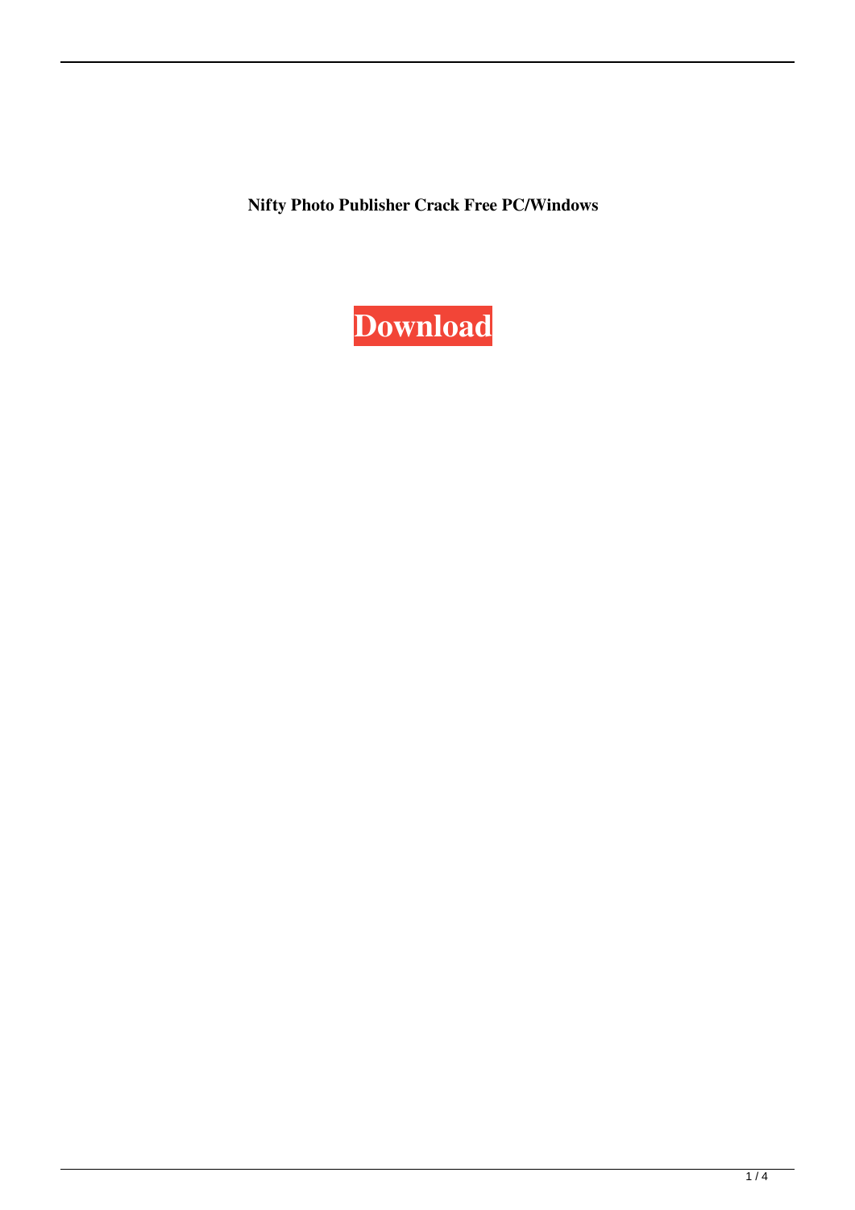**Nifty Photo Publisher Crack Free PC/Windows**

**Download**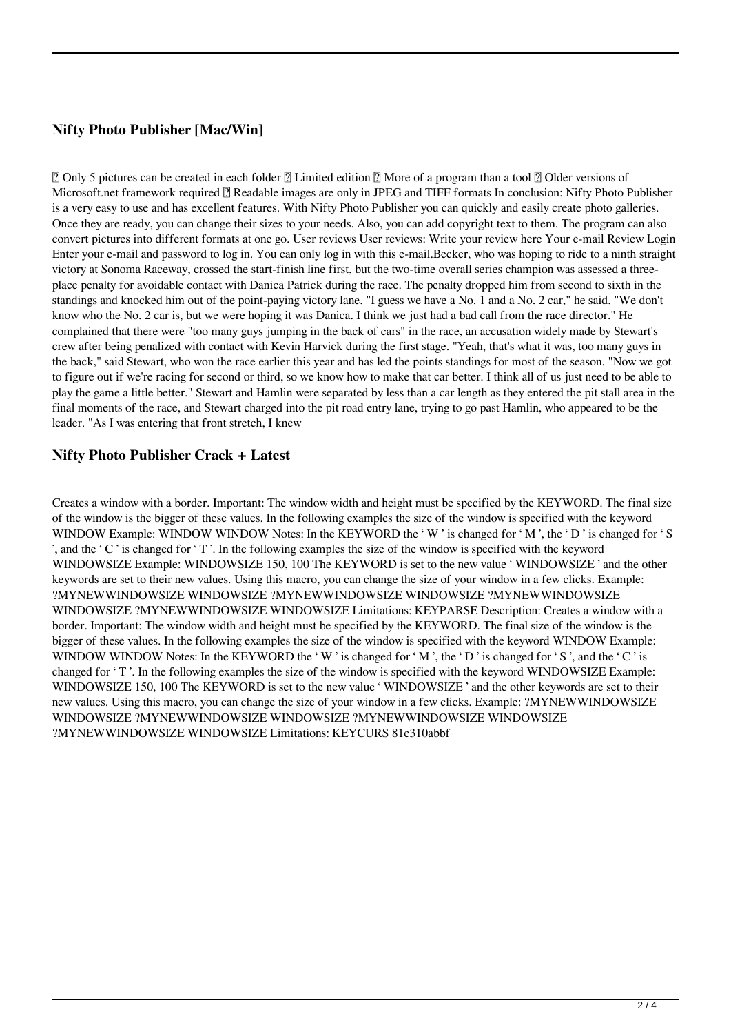## Nifty Photo Publisher [Mac/Win]

� Only 5 pictures can be created in each folder � Limited edition � More of a program than a tool � Older versions of Microsoft.net framework required � Readable images are only in JPEG and TIFF formats In conclusion: Nifty Photo Publisher is a very easy to use and has excellent features. With Nifty Photo Publisher you can quickly and easily create photo galleries. Once they are ready, you can change their sizes to your needs. Also, you can add copyright text to them. The program can also convert pictures into different formats at one go. User reviews User reviews: Write your review here Your e-mail Review Login Enter your e-mail and password to log in. You can only log in with this e-mail.Becker, who was hoping to ride to a ninth straight victory at Sonoma Raceway, crossed the start-finish line first, but the two-time overall series champion was assessed a three-place penalty for avoidable contact with Danica Patrick during the race. The penalty dropped him from second to sixth in the standings and knocked him out of the point-paying victory lane. "I guess we have a No. 1 and a No. 2 car," he said. "We don't know who the No. 2 car is, but we were hoping it was Danica. I think we just had a bad call from the race director." He complained that there were "too many guys jumping in the back of cars" in the race, an accusation widely made by Stewart's crew after being penalized with contact with Kevin Harvick during the first stage. "Yeah, that's what it was, too many guys in the back," said Stewart, who won the race earlier this year and has led the points standings for most of the season. "Now we got to figure out if we're racing for second or third, so we know how to make that car better. I think all of us just need to be able to play the game a little better." Stewart and Hamlin were separated by less than a car length as they entered the pit stall area in the final moments of the race, and Stewart charged into the pit road entry lane, trying to go past Hamlin, who appeared to be the leader. "As I was entering that front stretch, I knew

## Nifty Photo Publisher Crack + Latest

Creates a window with a border. Important: The window width and height must be specified by the KEYWORD. The final size of the window is the bigger of these values. In the following examples the size of the window is specified with the keyword WINDOW Example: WINDOW WINDOW Notes: In the KEYWORD the ' W ' is changed for ' M ', the ' D ' is changed for ' S ', and the ' C ' is changed for ' T '. In the following examples the size of the window is specified with the keyword WINDOWSIZE Example: WINDOWSIZE 150, 100 The KEYWORD is set to the new value ' WINDOWSIZE ' and the other keywords are set to their new values. Using this macro, you can change the size of your window in a few clicks. Example: ?MYNEWWINDOWSIZE WINDOWSIZE ?MYNEWWINDOWSIZE WINDOWSIZE ?MYNEWWINDOWSIZE WINDOWSIZE ?MYNEWWINDOWSIZE WINDOWSIZE Limitations: KEYPARSE Description: Creates a window with a border. Important: The window width and height must be specified by the KEYWORD. The final size of the window is the bigger of these values. In the following examples the size of the window is specified with the keyword WINDOW Example: WINDOW WINDOW Notes: In the KEYWORD the ' W ' is changed for ' M ', the ' D ' is changed for ' S ', and the ' C ' is changed for ' T '. In the following examples the size of the window is specified with the keyword WINDOWSIZE Example: WINDOWSIZE 150, 100 The KEYWORD is set to the new value ' WINDOWSIZE ' and the other keywords are set to their new values. Using this macro, you can change the size of your window in a few clicks. Example: ?MYNEWWINDOWSIZE WINDOWSIZE ?MYNEWWINDOWSIZE WINDOWSIZE ?MYNEWWINDOWSIZE WINDOWSIZE ?MYNEWWINDOWSIZE WINDOWSIZE Limitations: KEYCURS 81e310abbf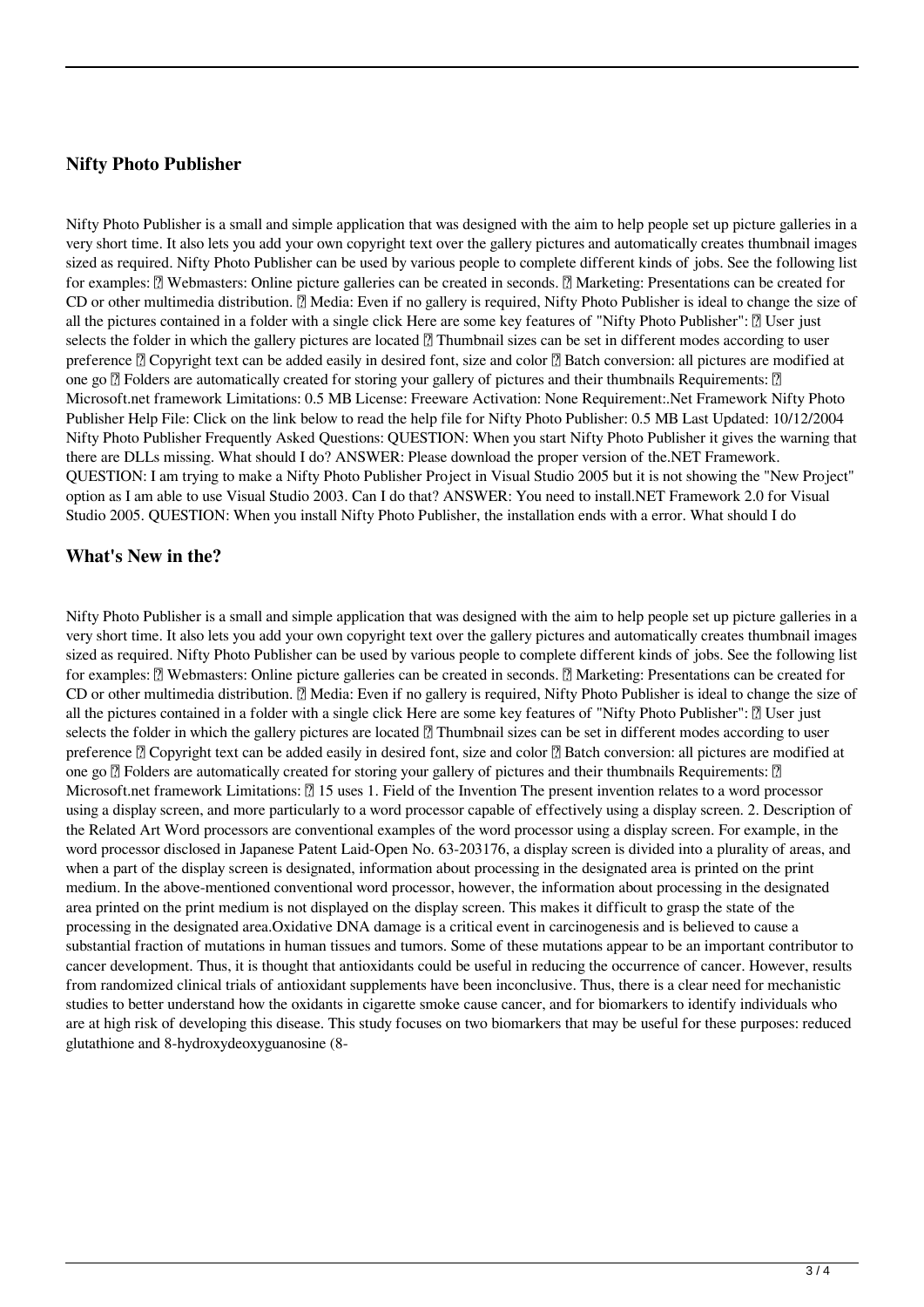## Nifty Photo Publisher

Nifty Photo Publisher is a small and simple application that was designed with the aim to help people set up picture galleries in a very short time. It also lets you add your own copyright text over the gallery pictures and automatically creates thumbnail images sized as required. Nifty Photo Publisher can be used by various people to complete different kinds of jobs. See the following list for examples: ▸ Webmasters: Online picture galleries can be created in seconds. ▸ Marketing: Presentations can be created for CD or other multimedia distribution. ▸ Media: Even if no gallery is required, Nifty Photo Publisher is ideal to change the size of all the pictures contained in a folder with a single click Here are some key features of "Nifty Photo Publisher": ▸ User just selects the folder in which the gallery pictures are located ▸ Thumbnail sizes can be set in different modes according to user preference ▸ Copyright text can be added easily in desired font, size and color ▸ Batch conversion: all pictures are modified at one go ▸ Folders are automatically created for storing your gallery of pictures and their thumbnails Requirements: ▸ Microsoft.net framework Limitations: 0.5 MB License: Freeware Activation: None Requirement:.Net Framework Nifty Photo Publisher Help File: Click on the link below to read the help file for Nifty Photo Publisher: 0.5 MB Last Updated: 10/12/2004 Nifty Photo Publisher Frequently Asked Questions: QUESTION: When you start Nifty Photo Publisher it gives the warning that there are DLLs missing. What should I do? ANSWER: Please download the proper version of the.NET Framework. QUESTION: I am trying to make a Nifty Photo Publisher Project in Visual Studio 2005 but it is not showing the "New Project" option as I am able to use Visual Studio 2003. Can I do that? ANSWER: You need to install.NET Framework 2.0 for Visual Studio 2005. QUESTION: When you install Nifty Photo Publisher, the installation ends with a error. What should I do

## What's New in the?

Nifty Photo Publisher is a small and simple application that was designed with the aim to help people set up picture galleries in a very short time. It also lets you add your own copyright text over the gallery pictures and automatically creates thumbnail images sized as required. Nifty Photo Publisher can be used by various people to complete different kinds of jobs. See the following list for examples: ▸ Webmasters: Online picture galleries can be created in seconds. ▸ Marketing: Presentations can be created for CD or other multimedia distribution. ▸ Media: Even if no gallery is required, Nifty Photo Publisher is ideal to change the size of all the pictures contained in a folder with a single click Here are some key features of "Nifty Photo Publisher": ▸ User just selects the folder in which the gallery pictures are located ▸ Thumbnail sizes can be set in different modes according to user preference ▸ Copyright text can be added easily in desired font, size and color ▸ Batch conversion: all pictures are modified at one go ▸ Folders are automatically created for storing your gallery of pictures and their thumbnails Requirements: ▸ Microsoft.net framework Limitations: ▸ 15 uses 1. Field of the Invention The present invention relates to a word processor using a display screen, and more particularly to a word processor capable of effectively using a display screen. 2. Description of the Related Art Word processors are conventional examples of the word processor using a display screen. For example, in the word processor disclosed in Japanese Patent Laid-Open No. 63-203176, a display screen is divided into a plurality of areas, and when a part of the display screen is designated, information about processing in the designated area is printed on the print medium. In the above-mentioned conventional word processor, however, the information about processing in the designated area printed on the print medium is not displayed on the display screen. This makes it difficult to grasp the state of the processing in the designated area.Oxidative DNA damage is a critical event in carcinogenesis and is believed to cause a substantial fraction of mutations in human tissues and tumors. Some of these mutations appear to be an important contributor to cancer development. Thus, it is thought that antioxidants could be useful in reducing the occurrence of cancer. However, results from randomized clinical trials of antioxidant supplements have been inconclusive. Thus, there is a clear need for mechanistic studies to better understand how the oxidants in cigarette smoke cause cancer, and for biomarkers to identify individuals who are at high risk of developing this disease. This study focuses on two biomarkers that may be useful for these purposes: reduced glutathione and 8-hydroxydeoxyguanosine (8-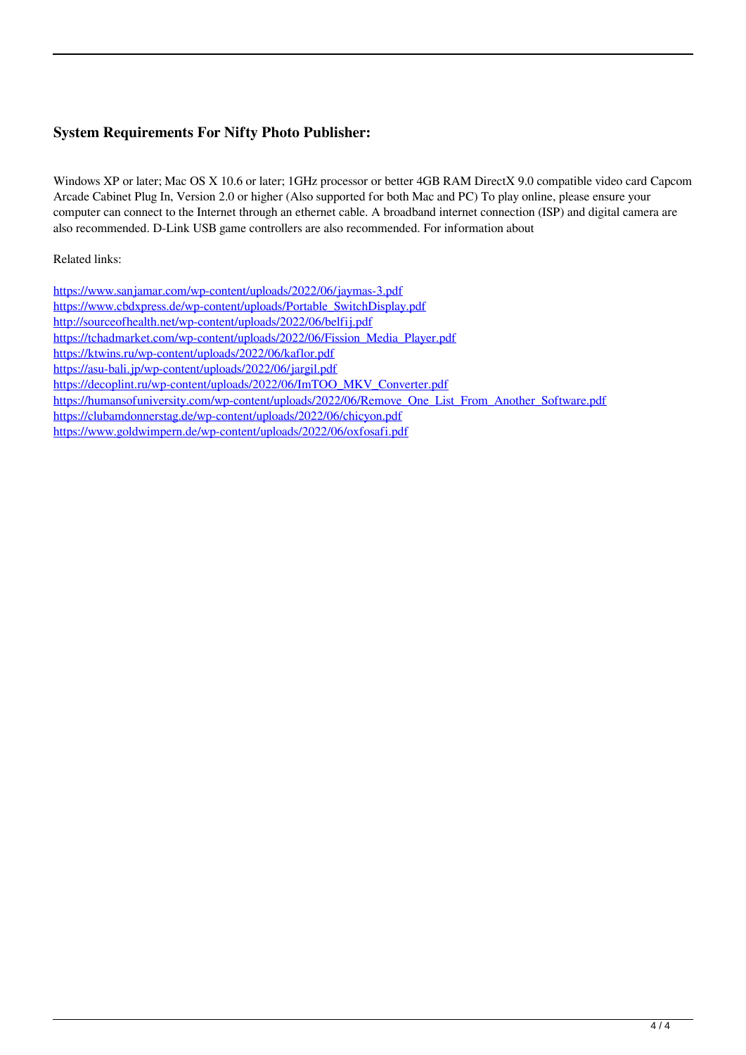### System Requirements For Nifty Photo Publisher:

Windows XP or later; Mac OS X 10.6 or later; 1GHz processor or better 4GB RAM DirectX 9.0 compatible video card Capcom Arcade Cabinet Plug In, Version 2.0 or higher (Also supported for both Mac and PC) To play online, please ensure your computer can connect to the Internet through an ethernet cable. A broadband internet connection (ISP) and digital camera are also recommended. D-Link USB game controllers are also recommended. For information about

Related links:

https://www.sanjamar.com/wp-content/uploads/2022/06/jaymas-3.pdf
https://www.cbdxpress.de/wp-content/uploads/Portable_SwitchDisplay.pdf
http://sourceofhealth.net/wp-content/uploads/2022/06/belfij.pdf
https://tchadmarket.com/wp-content/uploads/2022/06/Fission_Media_Player.pdf
https://ktwins.ru/wp-content/uploads/2022/06/kaflor.pdf
https://asu-bali.jp/wp-content/uploads/2022/06/jargil.pdf
https://decoplint.ru/wp-content/uploads/2022/06/ImTOO_MKV_Converter.pdf
https://humansofuniversity.com/wp-content/uploads/2022/06/Remove_One_List_From_Another_Software.pdf
https://clubamdonnerstag.de/wp-content/uploads/2022/06/chicyon.pdf
https://www.goldwimpern.de/wp-content/uploads/2022/06/oxfosafi.pdf